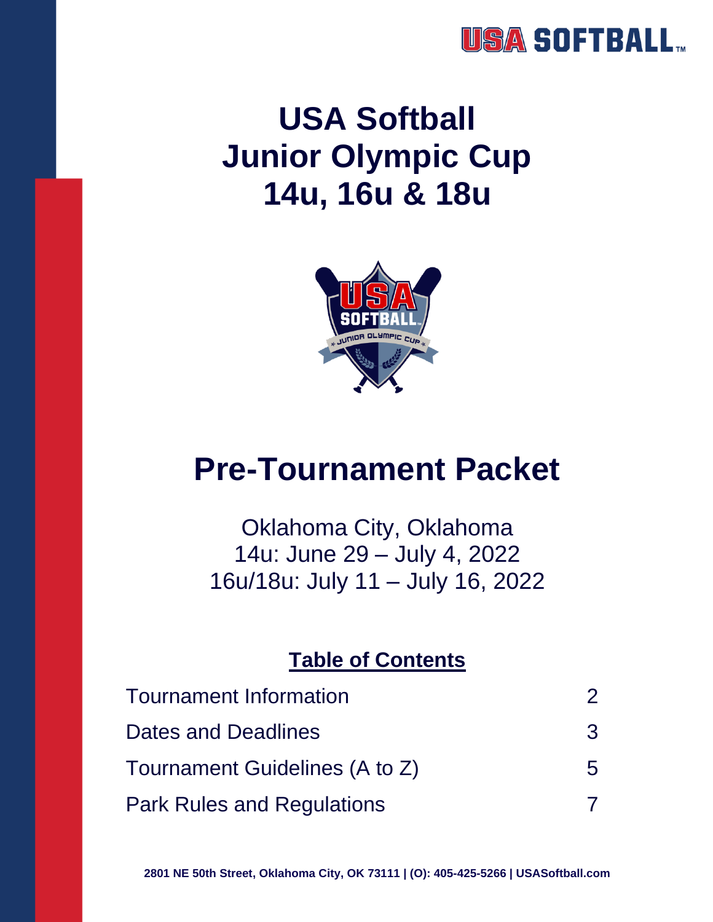# USA Softball Junior Olympic Cup 14u, 16u & 18u

## Pre-Tournament Packet

Oklahoma City, Oklahoma
14u: June 29 – July 4, 2022
16u/18u: July 11 – July 16, 2022

### Table of Contents

| | |
|---|---|
| Tournament Information | 2 |
| Dates and Deadlines | 3 |
| Tournament Guidelines (A to Z) | 5 |
| Park Rules and Regulations | 7 |

**2801 NE 50th Street, Oklahoma City, OK 73111 | (O): 405-425-5266 | USASoftball.com**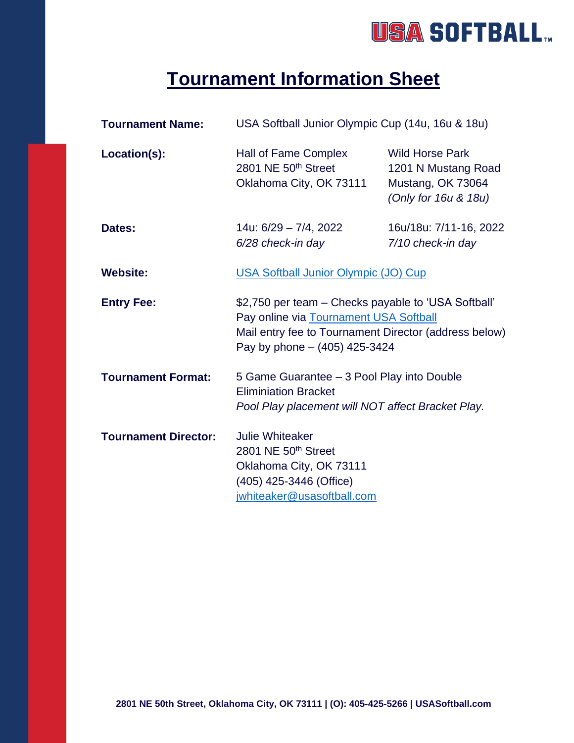# Tournament Information Sheet

**Tournament Name:** USA Softball Junior Olympic Cup (14u, 16u & 18u)

**Location(s):**

Hall of Fame Complex
2801 NE 50th Street
Oklahoma City, OK 73111

Wild Horse Park
1201 N Mustang Road
Mustang, OK 73064
*(Only for 16u & 18u)*

**Dates:**

14u: 6/29 – 7/4, 2022
*6/28 check-in day*

16u/18u: 7/11-16, 2022
*7/10 check-in day*

**Website:** USA Softball Junior Olympic (JO) Cup

**Entry Fee:** $2,750 per team – Checks payable to 'USA Softball'
Pay online via Tournament USA Softball
Mail entry fee to Tournament Director (address below)
Pay by phone – (405) 425-3424

**Tournament Format:** 5 Game Guarantee – 3 Pool Play into Double Eliminiation Bracket
*Pool Play placement will NOT affect Bracket Play.*

**Tournament Director:**
Julie Whiteaker
2801 NE 50th Street
Oklahoma City, OK 73111
(405) 425-3446 (Office)
jwhiteaker@usasoftball.com

**2801 NE 50th Street, Oklahoma City, OK 73111 | (O): 405-425-5266 | USASoftball.com**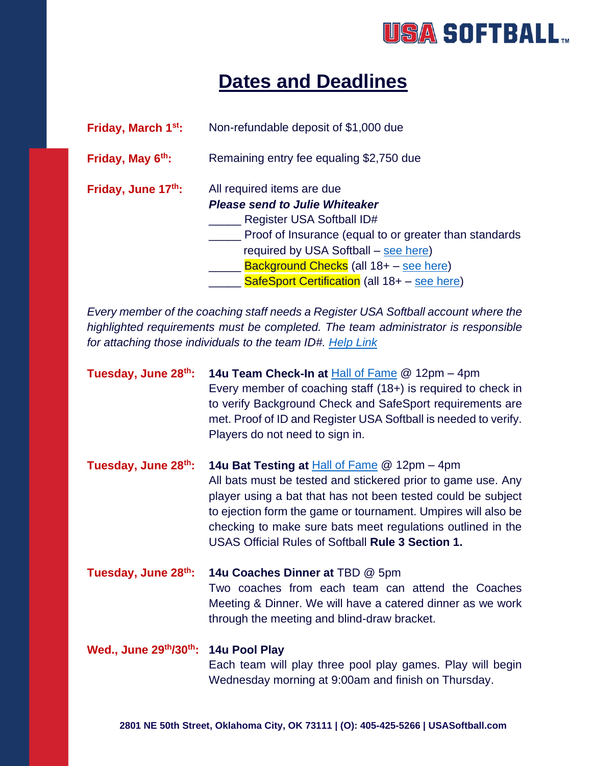# Dates and Deadlines

**Friday, March 1st:** Non-refundable deposit of $1,000 due

**Friday, May 6th:** Remaining entry fee equaling $2,750 due

**Friday, June 17th:** All required items are due
***Please send to Julie Whiteaker***

_____ Register USA Softball ID#
_____ Proof of Insurance (equal to or greater than standards required by USA Softball – see here)
_____ Background Checks (all 18+ – see here)
_____ SafeSport Certification (all 18+ – see here)

*Every member of the coaching staff needs a Register USA Softball account where the highlighted requirements must be completed. The team administrator is responsible for attaching those individuals to the team ID#. Help Link*

**Tuesday, June 28th:** **14u Team Check-In at** Hall of Fame @ 12pm – 4pm
Every member of coaching staff (18+) is required to check in to verify Background Check and SafeSport requirements are met. Proof of ID and Register USA Softball is needed to verify. Players do not need to sign in.

**Tuesday, June 28th:** **14u Bat Testing at** Hall of Fame @ 12pm – 4pm
All bats must be tested and stickered prior to game use. Any player using a bat that has not been tested could be subject to ejection form the game or tournament. Umpires will also be checking to make sure bats meet regulations outlined in the USAS Official Rules of Softball **Rule 3 Section 1.**

**Tuesday, June 28th:** **14u Coaches Dinner at** TBD @ 5pm
Two coaches from each team can attend the Coaches Meeting & Dinner. We will have a catered dinner as we work through the meeting and blind-draw bracket.

**Wed., June 29th/30th:** **14u Pool Play**
Each team will play three pool play games. Play will begin Wednesday morning at 9:00am and finish on Thursday.

**2801 NE 50th Street, Oklahoma City, OK 73111 | (O): 405-425-5266 | USASoftball.com**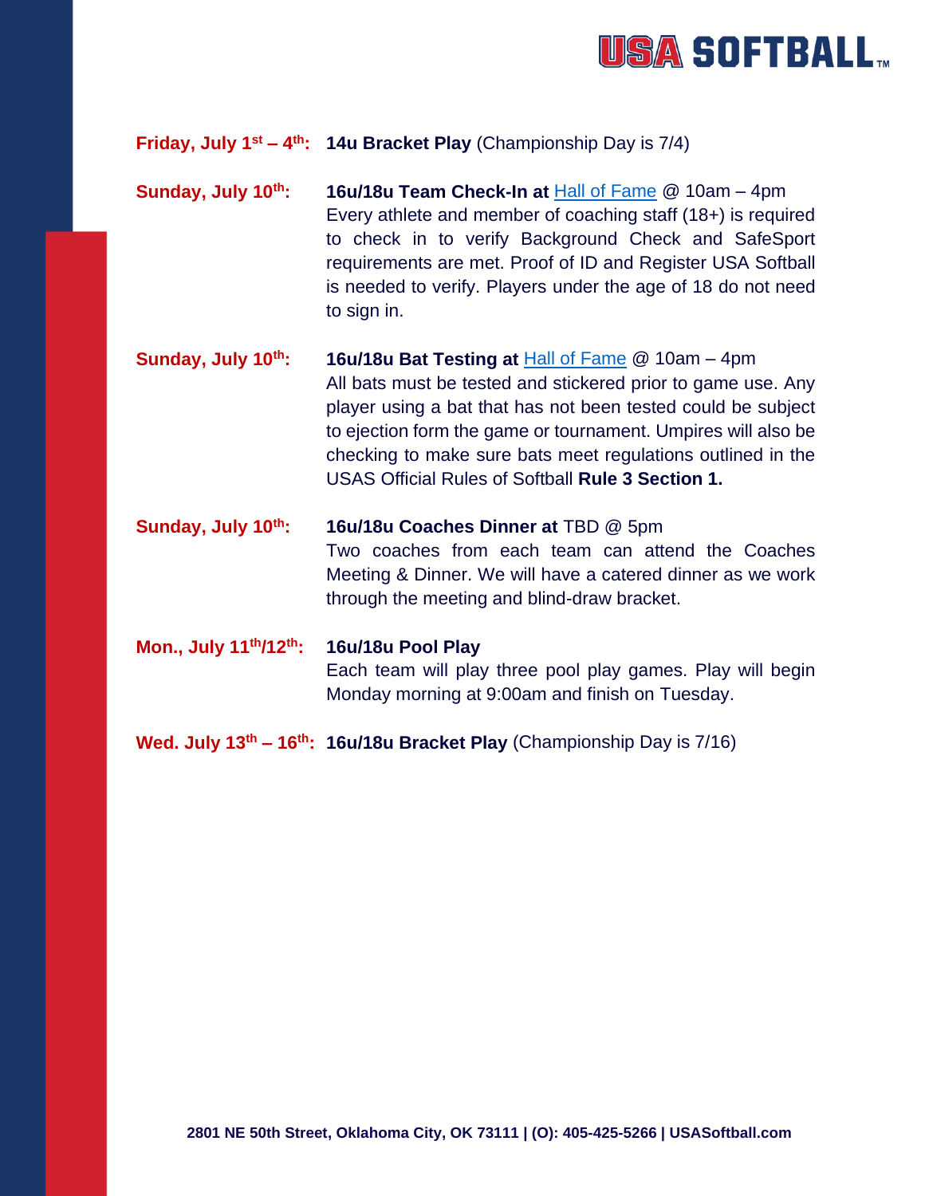**Friday, July 1st – 4th:** **14u Bracket Play** (Championship Day is 7/4)

**Sunday, July 10th:** **16u/18u Team Check-In at** Hall of Fame @ 10am – 4pm
Every athlete and member of coaching staff (18+) is required to check in to verify Background Check and SafeSport requirements are met. Proof of ID and Register USA Softball is needed to verify. Players under the age of 18 do not need to sign in.

**Sunday, July 10th:** **16u/18u Bat Testing at** Hall of Fame @ 10am – 4pm
All bats must be tested and stickered prior to game use. Any player using a bat that has not been tested could be subject to ejection form the game or tournament. Umpires will also be checking to make sure bats meet regulations outlined in the USAS Official Rules of Softball **Rule 3 Section 1.**

**Sunday, July 10th:** **16u/18u Coaches Dinner at** TBD @ 5pm
Two coaches from each team can attend the Coaches Meeting & Dinner. We will have a catered dinner as we work through the meeting and blind-draw bracket.

**Mon., July 11th/12th:** **16u/18u Pool Play**
Each team will play three pool play games. Play will begin Monday morning at 9:00am and finish on Tuesday.

**Wed. July 13th – 16th:** **16u/18u Bracket Play** (Championship Day is 7/16)

**2801 NE 50th Street, Oklahoma City, OK 73111 | (O): 405-425-5266 | USASoftball.com**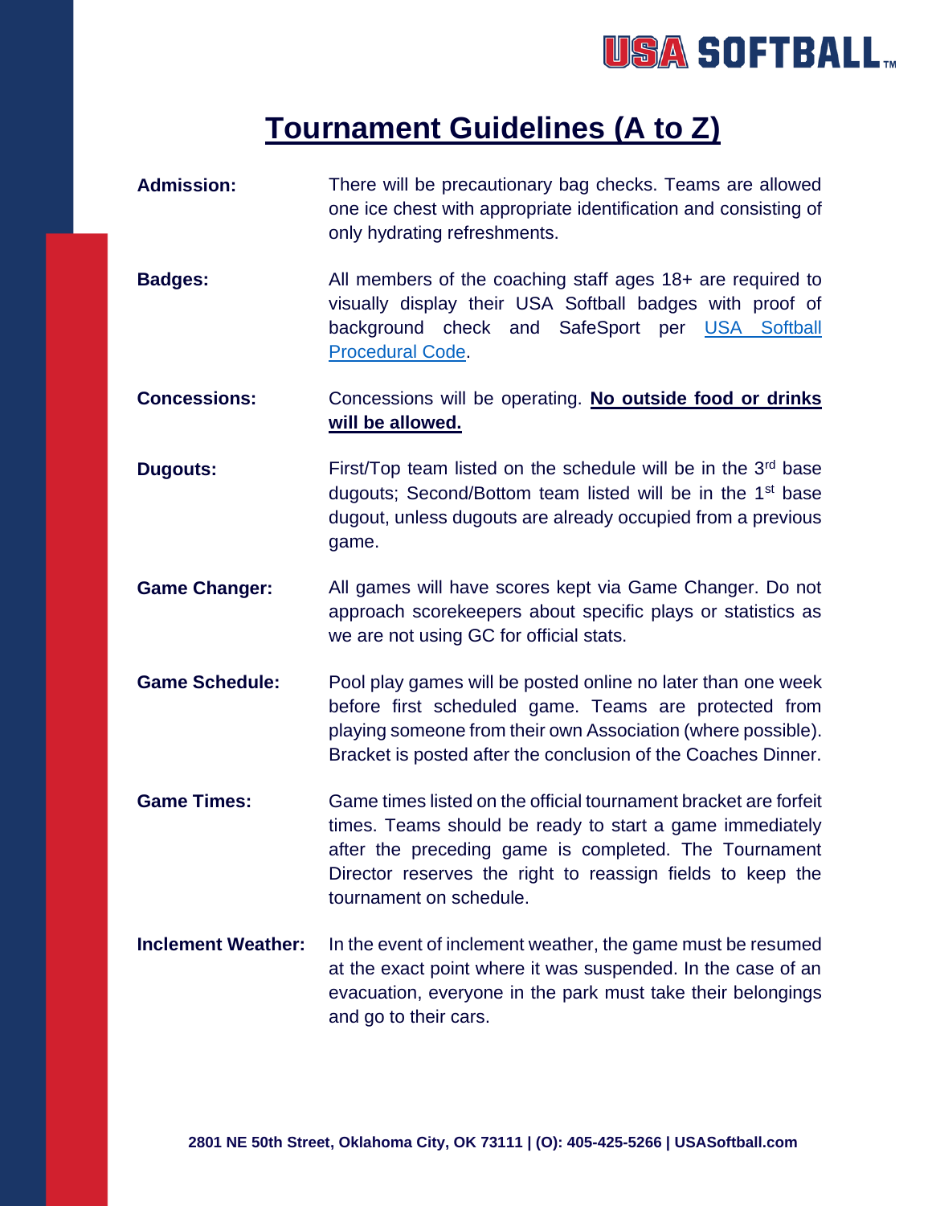# Tournament Guidelines (A to Z)

**Admission:** There will be precautionary bag checks. Teams are allowed one ice chest with appropriate identification and consisting of only hydrating refreshments.

**Badges:** All members of the coaching staff ages 18+ are required to visually display their USA Softball badges with proof of background check and SafeSport per USA Softball Procedural Code.

**Concessions:** Concessions will be operating. **No outside food or drinks will be allowed.**

**Dugouts:** First/Top team listed on the schedule will be in the 3rd base dugouts; Second/Bottom team listed will be in the 1st base dugout, unless dugouts are already occupied from a previous game.

**Game Changer:** All games will have scores kept via Game Changer. Do not approach scorekeepers about specific plays or statistics as we are not using GC for official stats.

**Game Schedule:** Pool play games will be posted online no later than one week before first scheduled game. Teams are protected from playing someone from their own Association (where possible). Bracket is posted after the conclusion of the Coaches Dinner.

**Game Times:** Game times listed on the official tournament bracket are forfeit times. Teams should be ready to start a game immediately after the preceding game is completed. The Tournament Director reserves the right to reassign fields to keep the tournament on schedule.

**Inclement Weather:** In the event of inclement weather, the game must be resumed at the exact point where it was suspended. In the case of an evacuation, everyone in the park must take their belongings and go to their cars.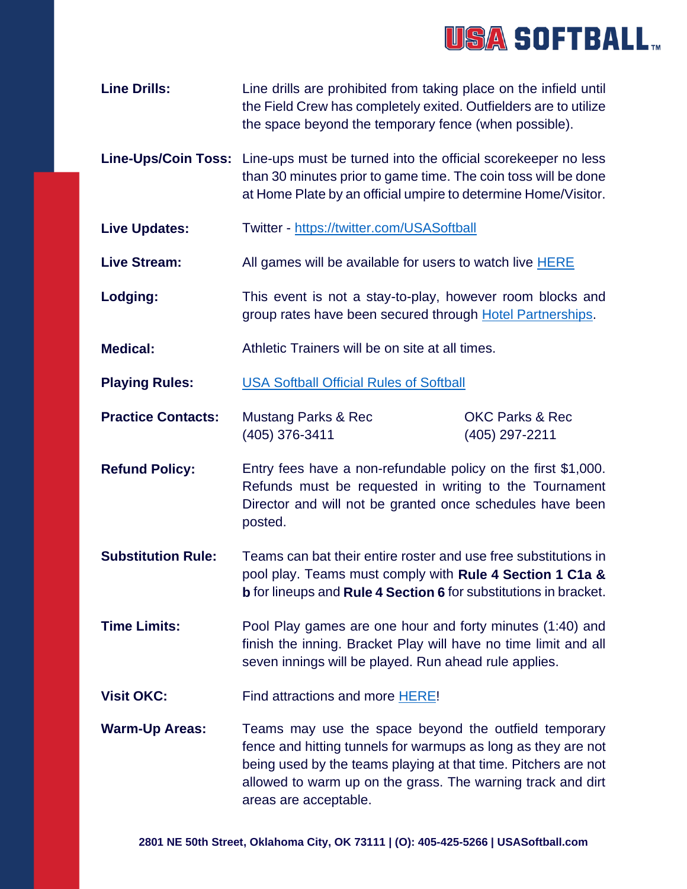**Line Drills:** Line drills are prohibited from taking place on the infield until the Field Crew has completely exited. Outfielders are to utilize the space beyond the temporary fence (when possible).

**Line-Ups/Coin Toss:** Line-ups must be turned into the official scorekeeper no less than 30 minutes prior to game time. The coin toss will be done at Home Plate by an official umpire to determine Home/Visitor.

**Live Updates:** Twitter - https://twitter.com/USASoftball

**Live Stream:** All games will be available for users to watch live HERE

**Lodging:** This event is not a stay-to-play, however room blocks and group rates have been secured through Hotel Partnerships.

**Medical:** Athletic Trainers will be on site at all times.

**Playing Rules:** USA Softball Official Rules of Softball

**Practice Contacts:**

| Mustang Parks & Rec | OKC Parks & Rec |
| --- | --- |
| (405) 376-3411 | (405) 297-2211 |

**Refund Policy:** Entry fees have a non-refundable policy on the first $1,000. Refunds must be requested in writing to the Tournament Director and will not be granted once schedules have been posted.

**Substitution Rule:** Teams can bat their entire roster and use free substitutions in pool play. Teams must comply with **Rule 4 Section 1 C1a & b** for lineups and **Rule 4 Section 6** for substitutions in bracket.

**Time Limits:** Pool Play games are one hour and forty minutes (1:40) and finish the inning. Bracket Play will have no time limit and all seven innings will be played. Run ahead rule applies.

**Visit OKC:** Find attractions and more HERE!

**Warm-Up Areas:** Teams may use the space beyond the outfield temporary fence and hitting tunnels for warmups as long as they are not being used by the teams playing at that time. Pitchers are not allowed to warm up on the grass. The warning track and dirt areas are acceptable.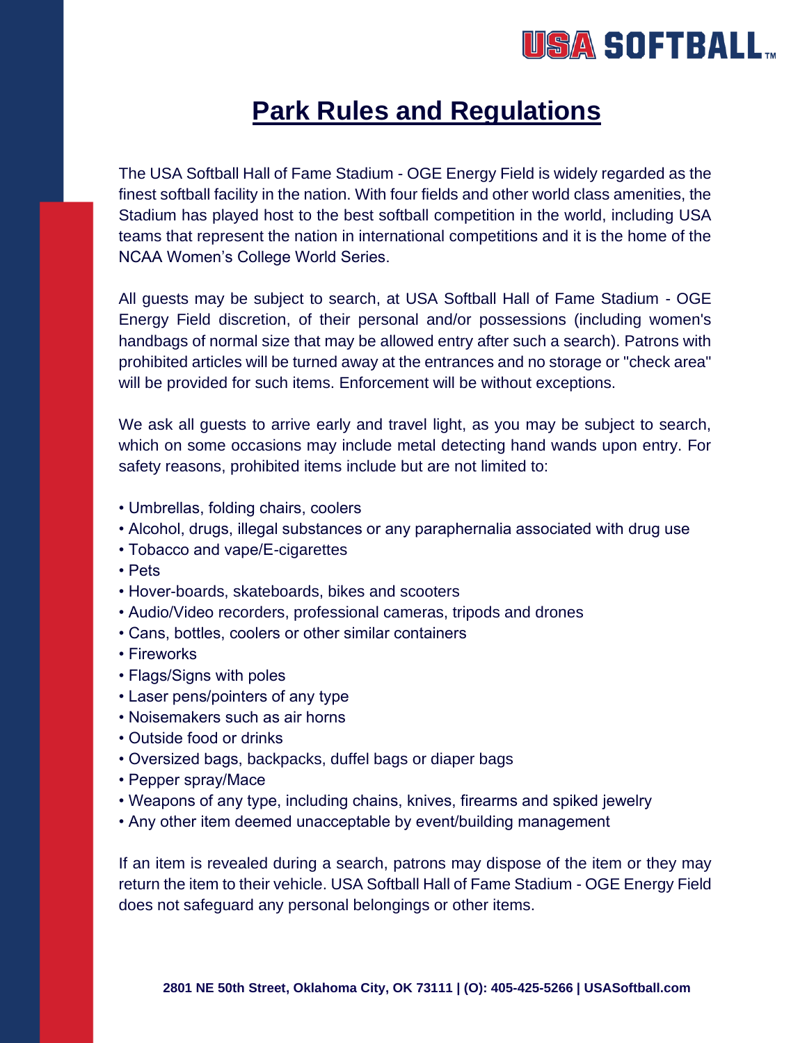USA SOFTBALL™

# Park Rules and Regulations

The USA Softball Hall of Fame Stadium - OGE Energy Field is widely regarded as the finest softball facility in the nation. With four fields and other world class amenities, the Stadium has played host to the best softball competition in the world, including USA teams that represent the nation in international competitions and it is the home of the NCAA Women's College World Series.

All guests may be subject to search, at USA Softball Hall of Fame Stadium - OGE Energy Field discretion, of their personal and/or possessions (including women's handbags of normal size that may be allowed entry after such a search). Patrons with prohibited articles will be turned away at the entrances and no storage or "check area" will be provided for such items. Enforcement will be without exceptions.

We ask all guests to arrive early and travel light, as you may be subject to search, which on some occasions may include metal detecting hand wands upon entry. For safety reasons, prohibited items include but are not limited to:

- Umbrellas, folding chairs, coolers
- Alcohol, drugs, illegal substances or any paraphernalia associated with drug use
- Tobacco and vape/E-cigarettes
- Pets
- Hover-boards, skateboards, bikes and scooters
- Audio/Video recorders, professional cameras, tripods and drones
- Cans, bottles, coolers or other similar containers
- Fireworks
- Flags/Signs with poles
- Laser pens/pointers of any type
- Noisemakers such as air horns
- Outside food or drinks
- Oversized bags, backpacks, duffel bags or diaper bags
- Pepper spray/Mace
- Weapons of any type, including chains, knives, firearms and spiked jewelry
- Any other item deemed unacceptable by event/building management

If an item is revealed during a search, patrons may dispose of the item or they may return the item to their vehicle. USA Softball Hall of Fame Stadium - OGE Energy Field does not safeguard any personal belongings or other items.

**2801 NE 50th Street, Oklahoma City, OK 73111 | (O): 405-425-5266 | USASoftball.com**